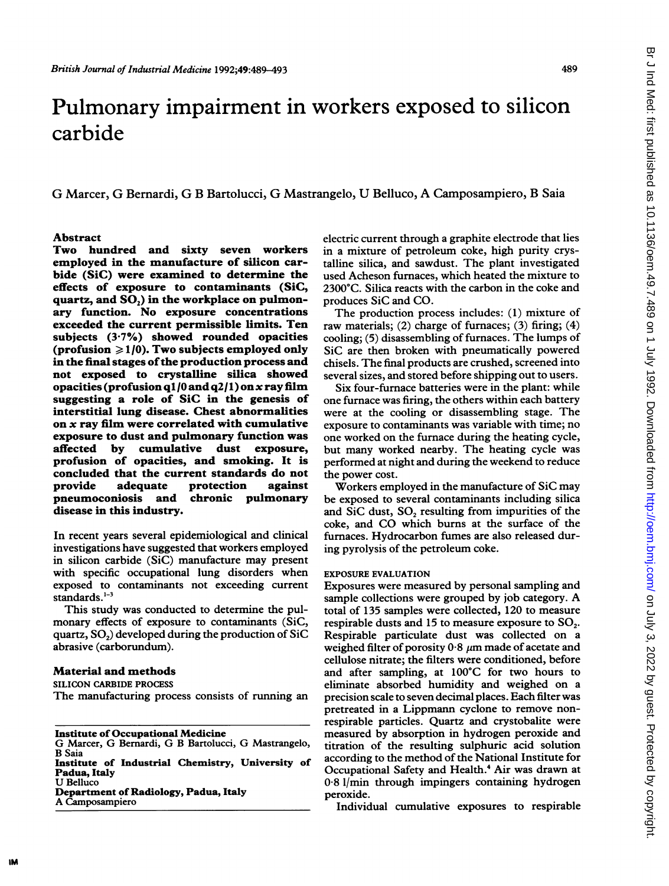# Pulmonary impairment in workers exposed to silicon carbide

G Marcer, G Bernardi, G B Bartolucci, G Mastrangelo, U Belluco, A Camposampiero, B Saia

## Abstract

**Two hundred and sixty seven workers employed in the manufacture of silicon carbide (SiC) were examined to determine the effects of exposure to contaminants (SiC, quartz, and $SO_2$) in the workplace on pulmonary function. No exposure concentrations exceeded the current permissible limits. Ten subjects (3·7%) showed rounded opacities (profusion $\geqslant$ 1/0). Two subjects employed only in the final stages of the production process and not exposed to crystalline silica showed opacities (profusion q1/0 and q2/1) on x ray film suggesting a role of SiC in the genesis of interstitial lung disease. Chest abnormalities on x ray film were correlated with cumulative exposure to dust and pulmonary function was affected by cumulative dust exposure, profusion of opacities, and smoking. It is concluded that the current standards do not provide adequate protection against pneumoconiosis and chronic pulmonary disease in this industry.**

In recent years several epidemiological and clinical investigations have suggested that workers employed in silicon carbide (SiC) manufacture may present with specific occupational lung disorders when exposed to contaminants not exceeding current standards.[1-3]

This study was conducted to determine the pulmonary effects of exposure to contaminants (SiC, quartz, $SO_2$) developed during the production of SiC abrasive (carborundum).

Institute of Occupational Medicine
G Marcer, G Bernardi, G B Bartolucci, G Mastrangelo, B Saia
Institute of Industrial Chemistry, University of Padua, Italy
U Belluco
Department of Radiology, Padua, Italy
A Camposampiero

## Material and methods

### SILICON CARBIDE PROCESS

The manufacturing process consists of running an electric current through a graphite electrode that lies in a mixture of petroleum coke, high purity crystalline silica, and sawdust. The plant investigated used Acheson furnaces, which heated the mixture to 2300°C. Silica reacts with the carbon in the coke and produces SiC and CO.

The production process includes: (1) mixture of raw materials; (2) charge of furnaces; (3) firing; (4) cooling; (5) disassembling of furnaces. The lumps of SiC are then broken with pneumatically powered chisels. The final products are crushed, screened into several sizes, and stored before shipping out to users.

Six four-furnace batteries were in the plant: while one furnace was firing, the others within each battery were at the cooling or disassembling stage. The exposure to contaminants was variable with time; no one worked on the furnace during the heating cycle, but many worked nearby. The heating cycle was performed at night and during the weekend to reduce the power cost.

Workers employed in the manufacture of SiC may be exposed to several contaminants including silica and SiC dust, $SO_2$ resulting from impurities of the coke, and CO which burns at the surface of the furnaces. Hydrocarbon fumes are also released during pyrolysis of the petroleum coke.

### EXPOSURE EVALUATION

Exposures were measured by personal sampling and sample collections were grouped by job category. A total of 135 samples were collected, 120 to measure respirable dusts and 15 to measure exposure to $SO_2$. Respirable particulate dust was collected on a weighed filter of porosity 0·8 $\mu$m made of acetate and cellulose nitrate; the filters were conditioned, before and after sampling, at 100°C for two hours to eliminate absorbed humidity and weighed on a precision scale to seven decimal places. Each filter was pretreated in a Lippmann cyclone to remove non-respirable particles. Quartz and crystobalite were measured by absorption in hydrogen peroxide and titration of the resulting sulphuric acid solution according to the method of the National Institute for Occupational Safety and Health.[4] Air was drawn at 0·8 l/min through impingers containing hydrogen peroxide.

Individual cumulative exposures to respirable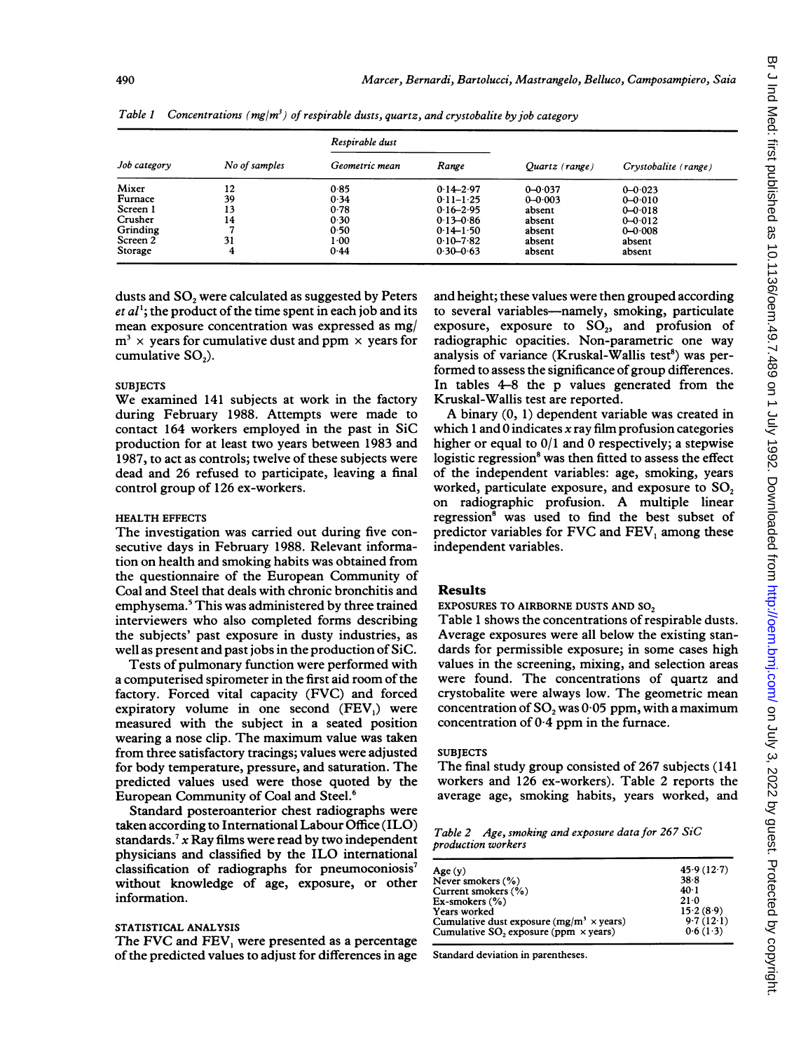Table 1 Concentrations ($mg/m^3$) of respirable dusts, quartz, and crystobalite by job category

| Job category | No of samples | Respirable dust | | Quartz (range) | Crystobalite (range) |
|---|---|---|---|---|---|
| | | Geometric mean | Range | | |
| Mixer | 12 | 0·85 | 0·14–2·97 | 0–0·037 | 0–0·023 |
| Furnace | 39 | 0·34 | 0·11–1·25 | 0–0·003 | 0–0·010 |
| Screen 1 | 13 | 0·78 | 0·16–2·95 | absent | 0–0·018 |
| Crusher | 14 | 0·30 | 0·13–0·86 | absent | 0–0·012 |
| Grinding | 7 | 0·50 | 0·14–1·50 | absent | 0–0·008 |
| Screen 2 | 31 | 1·00 | 0·10–7·82 | absent | absent |
| Storage | 4 | 0·44 | 0·30–0·63 | absent | absent |

dusts and $SO_2$ were calculated as suggested by Peters *et al*[1]; the product of the time spent in each job and its mean exposure concentration was expressed as mg/$m^3$ × years for cumulative dust and ppm × years for cumulative $SO_2$).

### SUBJECTS

We examined 141 subjects at work in the factory during February 1988. Attempts were made to contact 164 workers employed in the past in SiC production for at least two years between 1983 and 1987, to act as controls; twelve of these subjects were dead and 26 refused to participate, leaving a final control group of 126 ex-workers.

### HEALTH EFFECTS

The investigation was carried out during five consecutive days in February 1988. Relevant information on health and smoking habits was obtained from the questionnaire of the European Community of Coal and Steel that deals with chronic bronchitis and emphysema.[5] This was administered by three trained interviewers who also completed forms describing the subjects' past exposure in dusty industries, as well as present and past jobs in the production of SiC.

Tests of pulmonary function were performed with a computerised spirometer in the first aid room of the factory. Forced vital capacity (FVC) and forced expiratory volume in one second ($FEV_1$) were measured with the subject in a seated position wearing a nose clip. The maximum value was taken from three satisfactory tracings; values were adjusted for body temperature, pressure, and saturation. The predicted values used were those quoted by the European Community of Coal and Steel.[6]

Standard posteroanterior chest radiographs were taken according to International Labour Office (ILO) standards.[7] *x* Ray films were read by two independent physicians and classified by the ILO international classification of radiographs for pneumoconiosis[7] without knowledge of age, exposure, or other information.

### STATISTICAL ANALYSIS

The FVC and $FEV_1$ were presented as a percentage of the predicted values to adjust for differences in age and height; these values were then grouped according to several variables—namely, smoking, particulate exposure, exposure to $SO_2$, and profusion of radiographic opacities. Non-parametric one way analysis of variance (Kruskal-Wallis test[8]) was performed to assess the significance of group differences. In tables 4–8 the p values generated from the Kruskal-Wallis test are reported.

A binary (0, 1) dependent variable was created in which 1 and 0 indicates *x* ray film profusion categories higher or equal to 0/1 and 0 respectively; a stepwise logistic regression[8] was then fitted to assess the effect of the independent variables: age, smoking, years worked, particulate exposure, and exposure to $SO_2$ on radiographic profusion. A multiple linear regression[8] was used to find the best subset of predictor variables for FVC and $FEV_1$ among these independent variables.

## Results

### EXPOSURES TO AIRBORNE DUSTS AND $SO_2$

Table 1 shows the concentrations of respirable dusts. Average exposures were all below the existing standards for permissible exposure; in some cases high values in the screening, mixing, and selection areas were found. The concentrations of quartz and crystobalite were always low. The geometric mean concentration of $SO_2$ was 0·05 ppm, with a maximum concentration of 0·4 ppm in the furnace.

### SUBJECTS

The final study group consisted of 267 subjects (141 workers and 126 ex-workers). Table 2 reports the average age, smoking habits, years worked, and

Table 2 Age, smoking and exposure data for 267 SiC production workers

| | |
|---|---|
| Age (y) | 45·9 (12·7) |
| Never smokers (%) | 38·8 |
| Current smokers (%) | 40·1 |
| Ex-smokers (%) | 21·0 |
| Years worked | 15·2 (8·9) |
| Cumulative dust exposure (mg/$m^3$ × years) | 9·7 (12·1) |
| Cumulative $SO_2$ exposure (ppm × years) | 0·6 (1·3) |

Standard deviation in parentheses.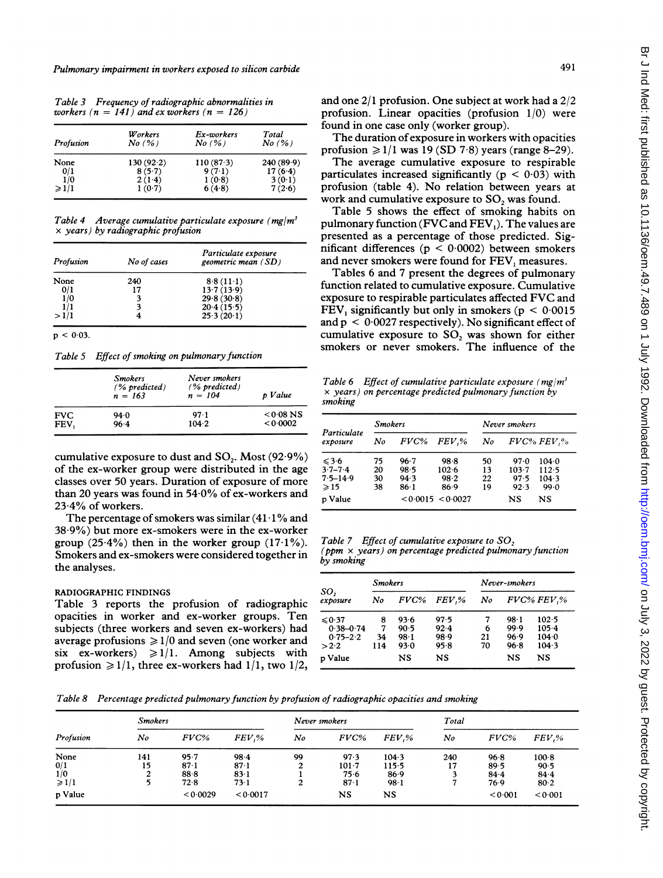Table 3 Frequency of radiographic abnormalities in workers (n = 141) and ex workers (n = 126)

| Profusion | Workers No (%) | Ex-workers No (%) | Total No (%) |
|---|---|---|---|
| None | 130 (92·2) | 110 (87·3) | 240 (89·9) |
| 0/1 | 8 (5·7) | 9 (7·1) | 17 (6·4) |
| 1/0 | 2 (1·4) | 1 (0·8) | 3 (0·1) |
| ≥1/1 | 1 (0·7) | 6 (4·8) | 7 (2·6) |

Table 4 Average cumulative particulate exposure (mg/m$^3$ × years) by radiographic profusion

| Profusion | No of cases | Particulate exposure geometric mean (SD) |
|---|---|---|
| None | 240 | 8·8 (11·1) |
| 0/1 | 17 | 13·7 (13·9) |
| 1/0 | 3 | 29·8 (30·8) |
| 1/1 | 3 | 20·4 (15·5) |
| >1/1 | 4 | 25·3 (20·1) |

$p < 0.03$.

Table 5 Effect of smoking on pulmonary function

| | Smokers (% predicted) n = 163 | Never smokers (% predicted) n = 104 | p Value |
|---|---|---|---|
| FVC | 94·0 | 97·1 | <0·08 NS |
| $FEV_1$ | 96·4 | 104·2 | <0·0002 |

cumulative exposure to dust and $SO_2$. Most (92·9%) of the ex-worker group were distributed in the age classes over 50 years. Duration of exposure of more than 20 years was found in 54·0% of ex-workers and 23·4% of workers.

The percentage of smokers was similar (41·1% and 38·9%) but more ex-smokers were in the ex-worker group (25·4%) then in the worker group (17·1%). Smokers and ex-smokers were considered together in the analyses.

RADIOGRAPHIC FINDINGS

Table 3 reports the profusion of radiographic opacities in worker and ex-worker groups. Ten subjects (three workers and seven ex-workers) had average profusions ≥1/0 and seven (one worker and six ex-workers) ≥1/1. Among subjects with profusion ≥1/1, three ex-workers had 1/1, two 1/2, and one 2/1 profusion. One subject at work had a 2/2 profusion. Linear opacities (profusion 1/0) were found in one case only (worker group).

The duration of exposure in workers with opacities profusion ≥1/1 was 19 (SD 7·8) years (range 8–29).

The average cumulative exposure to respirable particulates increased significantly ($p < 0.03$) with profusion (table 4). No relation between years at work and cumulative exposure to $SO_2$ was found.

Table 5 shows the effect of smoking habits on pulmonary function (FVC and $FEV_1$). The values are presented as a percentage of those predicted. Significant differences ($p < 0.0002$) between smokers and never smokers were found for $FEV_1$ measures.

Tables 6 and 7 present the degrees of pulmonary function related to cumulative exposure. Cumulative exposure to respirable particulates affected FVC and $FEV_1$ significantly but only in smokers ($p < 0.0015$ and $p < 0.0027$ respectively). No significant effect of cumulative exposure to $SO_2$ was shown for either smokers or never smokers. The influence of the

Table 6 Effect of cumulative particulate exposure (mg/m$^3$ × years) on percentage predicted pulmonary function by smoking

| Particulate exposure | Smokers No | Smokers FVC% | Smokers $FEV_1$% | Never smokers No | Never smokers FVC% | Never smokers $FEV_1$% |
|---|---|---|---|---|---|---|
| ≤3·6 | 75 | 96·7 | 98·8 | 50 | 97·0 | 104·0 |
| 3·7–7·4 | 20 | 98·5 | 102·6 | 13 | 103·7 | 112·5 |
| 7·5–14·9 | 30 | 94·3 | 98·2 | 22 | 97·5 | 104·3 |
| ≥15 | 38 | 86·1 | 86·9 | 19 | 92·3 | 99·0 |
| p Value | | <0·0015 | <0·0027 | | NS | NS |

Table 7 Effect of cumulative exposure to $SO_2$ (ppm × years) on percentage predicted pulmonary function by smoking

| $SO_2$ exposure | Smokers No | Smokers FVC% | Smokers $FEV_1$% | Never-smokers No | Never-smokers FVC% | Never-smokers $FEV_1$% |
|---|---|---|---|---|---|---|
| ≤0·37 | 8 | 93·6 | 97·5 | 7 | 98·1 | 102·5 |
| 0·38–0·74 | 7 | 90·5 | 92·4 | 6 | 99·9 | 105·4 |
| 0·75–2·2 | 34 | 98·1 | 98·9 | 21 | 96·9 | 104·0 |
| >2·2 | 114 | 93·0 | 95·8 | 70 | 96·8 | 104·3 |
| p Value | | NS | NS | | NS | NS |

Table 8 Percentage predicted pulmonary function by profusion of radiographic opacities and smoking

| Profusion | Smokers No | Smokers FVC% | Smokers $FEV_1$% | Never smokers No | Never smokers FVC% | Never smokers $FEV_1$% | Total No | Total FVC% | Total $FEV_1$% |
|---|---|---|---|---|---|---|---|---|---|
| None | 141 | 95·7 | 98·4 | 99 | 97·3 | 104·3 | 240 | 96·8 | 100·8 |
| 0/1 | 15 | 87·1 | 87·1 | 2 | 101·7 | 115·5 | 17 | 89·5 | 90·5 |
| 1/0 | 2 | 88·8 | 83·1 | 1 | 75·6 | 86·9 | 3 | 84·4 | 84·4 |
| ≥1/1 | 5 | 72·8 | 73·1 | 2 | 87·1 | 98·1 | 7 | 76·9 | 80·2 |
| p Value | | <0·0029 | <0·0017 | | NS | NS | | <0·001 | <0·001 |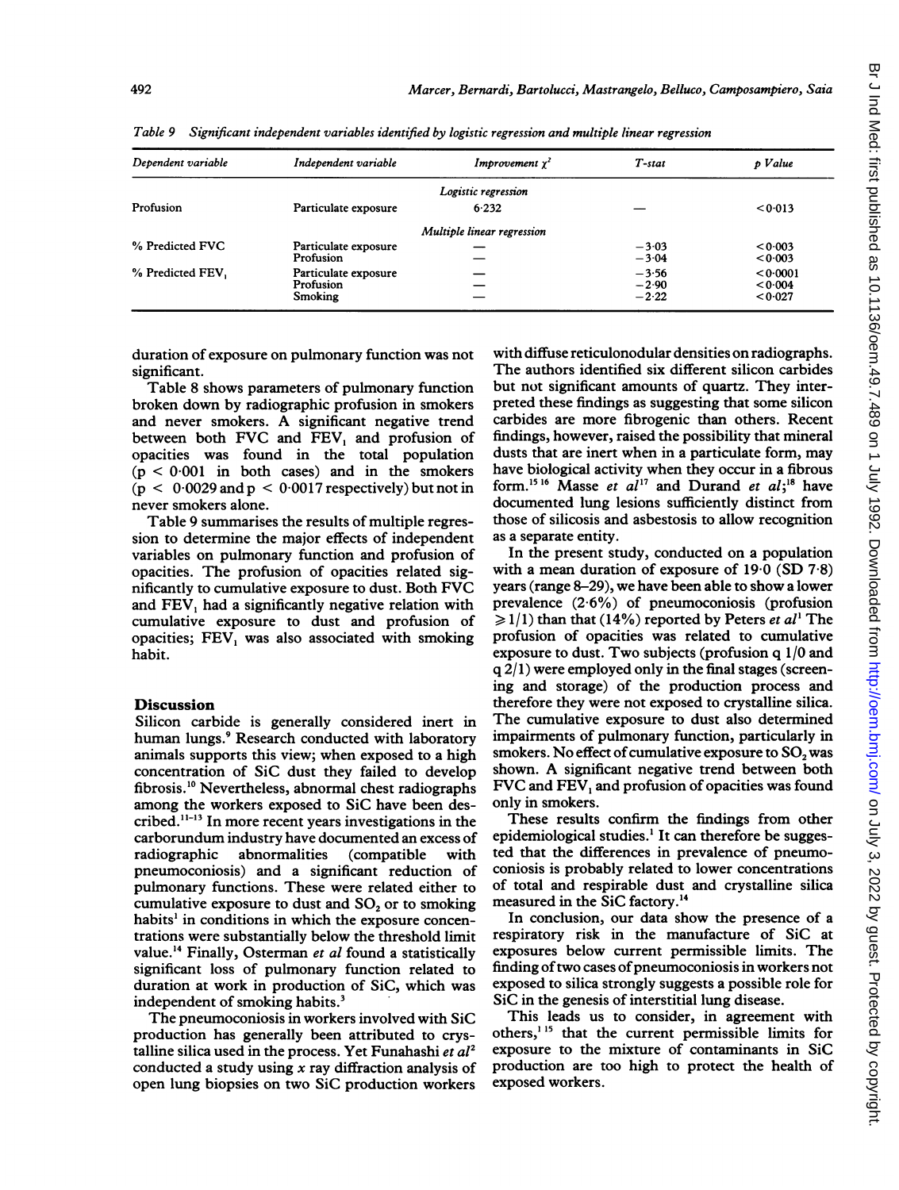Table 9 *Significant independent variables identified by logistic regression and multiple linear regression*

| Dependent variable | Independent variable | Improvement $\chi^2$ | T-stat | p Value |
|---|---|---|---|---|
| | | *Logistic regression* | | |
| Profusion | Particulate exposure | 6·232 | — | <0·013 |
| | | *Multiple linear regression* | | |
| % Predicted FVC | Particulate exposure | — | −3·03 | <0·003 |
| | Profusion | — | −3·04 | <0·003 |
| % Predicted $FEV_1$ | Particulate exposure | — | −3·56 | <0·0001 |
| | Profusion | — | −2·90 | <0·004 |
| | Smoking | — | −2·22 | <0·027 |

duration of exposure on pulmonary function was not significant.

Table 8 shows parameters of pulmonary function broken down by radiographic profusion in smokers and never smokers. A significant negative trend between both FVC and $FEV_1$ and profusion of opacities was found in the total population ($p < 0·001$ in both cases) and in the smokers ($p < 0·0029$ and $p < 0·0017$ respectively) but not in never smokers alone.

Table 9 summarises the results of multiple regression to determine the major effects of independent variables on pulmonary function and profusion of opacities. The profusion of opacities related significantly to cumulative exposure to dust. Both FVC and $FEV_1$ had a significantly negative relation with cumulative exposure to dust and profusion of opacities; $FEV_1$ was also associated with smoking habit.

## Discussion

Silicon carbide is generally considered inert in human lungs.[9] Research conducted with laboratory animals supports this view; when exposed to a high concentration of SiC dust they failed to develop fibrosis.[10] Nevertheless, abnormal chest radiographs among the workers exposed to SiC have been described.[11–13] In more recent years investigations in the carborundum industry have documented an excess of radiographic abnormalities (compatible with pneumoconiosis) and a significant reduction of pulmonary functions. These were related either to cumulative exposure to dust and $SO_2$ or to smoking habits[1] in conditions in which the exposure concentrations were substantially below the threshold limit value.[14] Finally, Osterman *et al* found a statistically significant loss of pulmonary function related to duration at work in production of SiC, which was independent of smoking habits.[3]

The pneumoconiosis in workers involved with SiC production has generally been attributed to crystalline silica used in the process. Yet Funahashi *et al*[2] conducted a study using *x* ray diffraction analysis of open lung biopsies on two SiC production workers with diffuse reticulonodular densities on radiographs. The authors identified six different silicon carbides but not significant amounts of quartz. They interpreted these findings as suggesting that some silicon carbides are more fibrogenic than others. Recent findings, however, raised the possibility that mineral dusts that are inert when in a particulate form, may have biological activity when they occur in a fibrous form.[15 16] Masse *et al*[17] and Durand *et al*;[18] have documented lung lesions sufficiently distinct from those of silicosis and asbestosis to allow recognition as a separate entity.

In the present study, conducted on a population with a mean duration of exposure of 19·0 (SD 7·8) years (range 8–29), we have been able to show a lower prevalence (2·6%) of pneumoconiosis (profusion $\geqslant 1/1$) than that (14%) reported by Peters *et al*[1] The profusion of opacities was related to cumulative exposure to dust. Two subjects (profusion q 1/0 and q 2/1) were employed only in the final stages (screening and storage) of the production process and therefore they were not exposed to crystalline silica. The cumulative exposure to dust also determined impairments of pulmonary function, particularly in smokers. No effect of cumulative exposure to $SO_2$ was shown. A significant negative trend between both FVC and $FEV_1$ and profusion of opacities was found only in smokers.

These results confirm the findings from other epidemiological studies.[1] It can therefore be suggested that the differences in prevalence of pneumoconiosis is probably related to lower concentrations of total and respirable dust and crystalline silica measured in the SiC factory.[14]

In conclusion, our data show the presence of a respiratory risk in the manufacture of SiC at exposures below current permissible limits. The finding of two cases of pneumoconiosis in workers not exposed to silica strongly suggests a possible role for SiC in the genesis of interstitial lung disease.

This leads us to consider, in agreement with others,[1 15] that the current permissible limits for exposure to the mixture of contaminants in SiC production are too high to protect the health of exposed workers.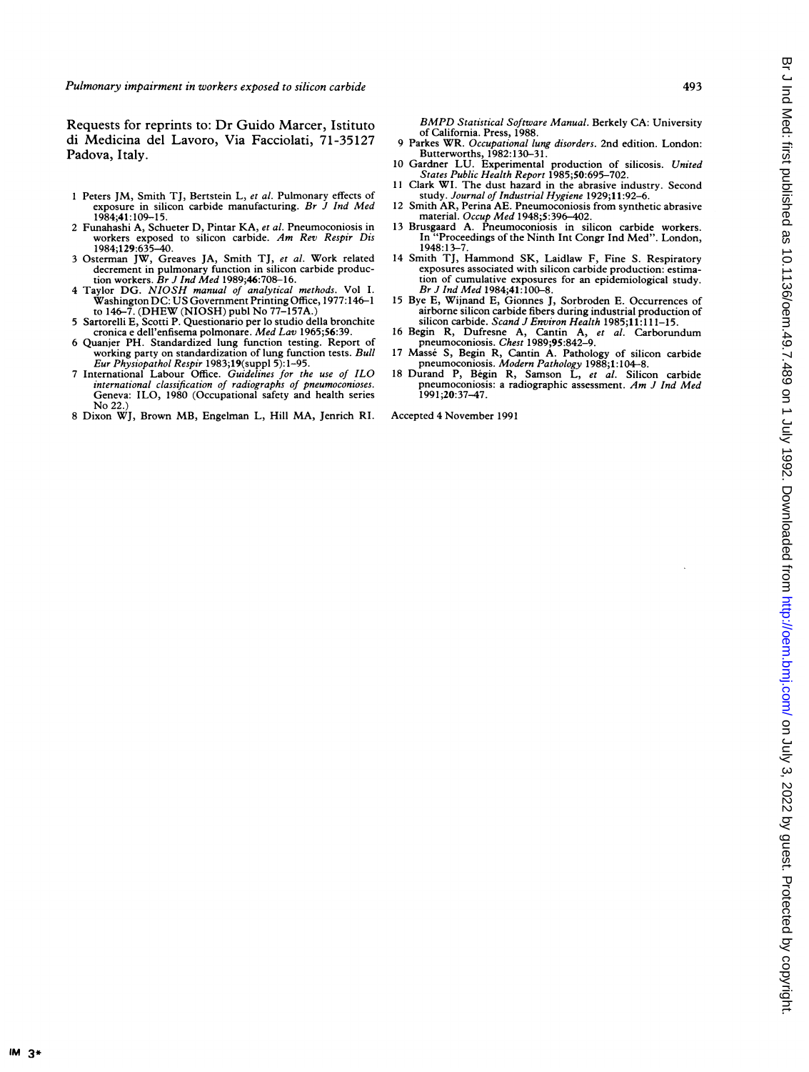Requests for reprints to: Dr Guido Marcer, Istituto di Medicina del Lavoro, Via Facciolati, 71-35127 Padova, Italy.

1 Peters JM, Smith TJ, Bertstein L, *et al*. Pulmonary effects of exposure in silicon carbide manufacturing. *Br J Ind Med* 1984;**41**:109–15.
2 Funahashi A, Schueter D, Pintar KA, *et al*. Pneumoconiosis in workers exposed to silicon carbide. *Am Rev Respir Dis* 1984;**129**:635–40.
3 Osterman JW, Greaves JA, Smith TJ, *et al*. Work related decrement in pulmonary function in silicon carbide production workers. *Br J Ind Med* 1989;**46**:708–16.
4 Taylor DG. *NIOSH manual of analytical methods*. Vol I. Washington DC: US Government Printing Office, 1977:146–1 to 146–7. (DHEW (NIOSH) publ No 77–157A.)
5 Sartorelli E, Scotti P. Questionario per lo studio della bronchite cronica e dell'enfisema polmonare. *Med Lav* 1965;**56**:39.
6 Quanjer PH. Standardized lung function testing. Report of working party on standardization of lung function tests. *Bull Eur Physiopathol Respir* 1983;**19**(suppl 5):1–95.
7 International Labour Office. *Guidelines for the use of ILO international classification of radiographs of pneumoconioses*. Geneva: ILO, 1980 (Occupational safety and health series No 22.)
8 Dixon WJ, Brown MB, Engelman L, Hill MA, Jenrich RI. *BMPD Statistical Software Manual*. Berkely CA: University of California. Press, 1988.
9 Parkes WR. *Occupational lung disorders*. 2nd edition. London: Butterworths, 1982:130–31.
10 Gardner LU. Experimental production of silicosis. *United States Public Health Report* 1985;**50**:695–702.
11 Clark WI. The dust hazard in the abrasive industry. Second study. *Journal of Industrial Hygiene* 1929;**11**:92–6.
12 Smith AR, Perina AE. Pneumoconiosis from synthetic abrasive material. *Occup Med* 1948;**5**:396–402.
13 Brusgaard A. Pneumoconiosis in silicon carbide workers. In "Proceedings of the Ninth Int Congr Ind Med". London, 1948:13–7.
14 Smith TJ, Hammond SK, Laidlaw F, Fine S. Respiratory exposures associated with silicon carbide production: estimation of cumulative exposures for an epidemiological study. *Br J Ind Med* 1984;**41**:100–8.
15 Bye E, Wijnand E, Gionnes J, Sorbroden E. Occurrences of airborne silicon carbide fibers during industrial production of silicon carbide. *Scand J Environ Health* 1985;**11**:111–15.
16 Begin R, Dufresne A, Cantin A, *et al*. Carborundum pneumoconiosis. *Chest* 1989;**95**:842–9.
17 Massé S, Begin R, Cantin A. Pathology of silicon carbide pneumoconiosis. *Modern Pathology* 1988;**1**:104–8.
18 Durand P, Bégin R, Samson L, *et al*. Silicon carbide pneumoconiosis: a radiographic assessment. *Am J Ind Med* 1991;**20**:37–47.

Accepted 4 November 1991